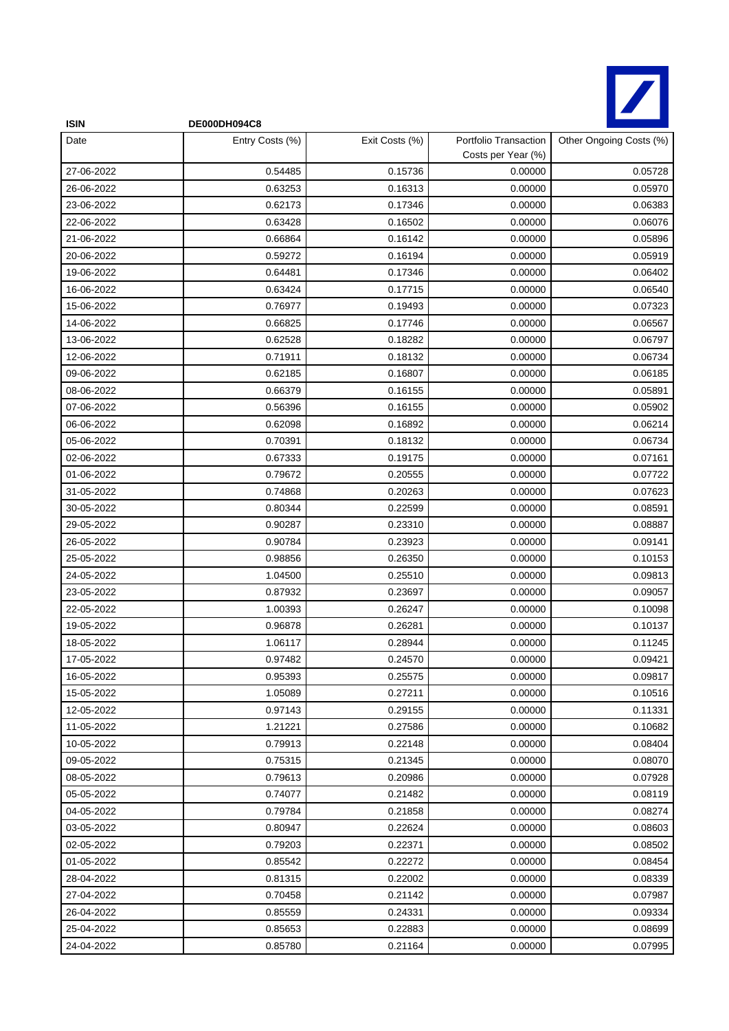**ISIN** DE000DH094C8

| Date | Entry Costs (%) | Exit Costs (%) | Portfolio Transaction Costs per Year (%) | Other Ongoing Costs (%) |
|---|---|---|---|---|
| 27-06-2022 | 0.54485 | 0.15736 | 0.00000 | 0.05728 |
| 26-06-2022 | 0.63253 | 0.16313 | 0.00000 | 0.05970 |
| 23-06-2022 | 0.62173 | 0.17346 | 0.00000 | 0.06383 |
| 22-06-2022 | 0.63428 | 0.16502 | 0.00000 | 0.06076 |
| 21-06-2022 | 0.66864 | 0.16142 | 0.00000 | 0.05896 |
| 20-06-2022 | 0.59272 | 0.16194 | 0.00000 | 0.05919 |
| 19-06-2022 | 0.64481 | 0.17346 | 0.00000 | 0.06402 |
| 16-06-2022 | 0.63424 | 0.17715 | 0.00000 | 0.06540 |
| 15-06-2022 | 0.76977 | 0.19493 | 0.00000 | 0.07323 |
| 14-06-2022 | 0.66825 | 0.17746 | 0.00000 | 0.06567 |
| 13-06-2022 | 0.62528 | 0.18282 | 0.00000 | 0.06797 |
| 12-06-2022 | 0.71911 | 0.18132 | 0.00000 | 0.06734 |
| 09-06-2022 | 0.62185 | 0.16807 | 0.00000 | 0.06185 |
| 08-06-2022 | 0.66379 | 0.16155 | 0.00000 | 0.05891 |
| 07-06-2022 | 0.56396 | 0.16155 | 0.00000 | 0.05902 |
| 06-06-2022 | 0.62098 | 0.16892 | 0.00000 | 0.06214 |
| 05-06-2022 | 0.70391 | 0.18132 | 0.00000 | 0.06734 |
| 02-06-2022 | 0.67333 | 0.19175 | 0.00000 | 0.07161 |
| 01-06-2022 | 0.79672 | 0.20555 | 0.00000 | 0.07722 |
| 31-05-2022 | 0.74868 | 0.20263 | 0.00000 | 0.07623 |
| 30-05-2022 | 0.80344 | 0.22599 | 0.00000 | 0.08591 |
| 29-05-2022 | 0.90287 | 0.23310 | 0.00000 | 0.08887 |
| 26-05-2022 | 0.90784 | 0.23923 | 0.00000 | 0.09141 |
| 25-05-2022 | 0.98856 | 0.26350 | 0.00000 | 0.10153 |
| 24-05-2022 | 1.04500 | 0.25510 | 0.00000 | 0.09813 |
| 23-05-2022 | 0.87932 | 0.23697 | 0.00000 | 0.09057 |
| 22-05-2022 | 1.00393 | 0.26247 | 0.00000 | 0.10098 |
| 19-05-2022 | 0.96878 | 0.26281 | 0.00000 | 0.10137 |
| 18-05-2022 | 1.06117 | 0.28944 | 0.00000 | 0.11245 |
| 17-05-2022 | 0.97482 | 0.24570 | 0.00000 | 0.09421 |
| 16-05-2022 | 0.95393 | 0.25575 | 0.00000 | 0.09817 |
| 15-05-2022 | 1.05089 | 0.27211 | 0.00000 | 0.10516 |
| 12-05-2022 | 0.97143 | 0.29155 | 0.00000 | 0.11331 |
| 11-05-2022 | 1.21221 | 0.27586 | 0.00000 | 0.10682 |
| 10-05-2022 | 0.79913 | 0.22148 | 0.00000 | 0.08404 |
| 09-05-2022 | 0.75315 | 0.21345 | 0.00000 | 0.08070 |
| 08-05-2022 | 0.79613 | 0.20986 | 0.00000 | 0.07928 |
| 05-05-2022 | 0.74077 | 0.21482 | 0.00000 | 0.08119 |
| 04-05-2022 | 0.79784 | 0.21858 | 0.00000 | 0.08274 |
| 03-05-2022 | 0.80947 | 0.22624 | 0.00000 | 0.08603 |
| 02-05-2022 | 0.79203 | 0.22371 | 0.00000 | 0.08502 |
| 01-05-2022 | 0.85542 | 0.22272 | 0.00000 | 0.08454 |
| 28-04-2022 | 0.81315 | 0.22002 | 0.00000 | 0.08339 |
| 27-04-2022 | 0.70458 | 0.21142 | 0.00000 | 0.07987 |
| 26-04-2022 | 0.85559 | 0.24331 | 0.00000 | 0.09334 |
| 25-04-2022 | 0.85653 | 0.22883 | 0.00000 | 0.08699 |
| 24-04-2022 | 0.85780 | 0.21164 | 0.00000 | 0.07995 |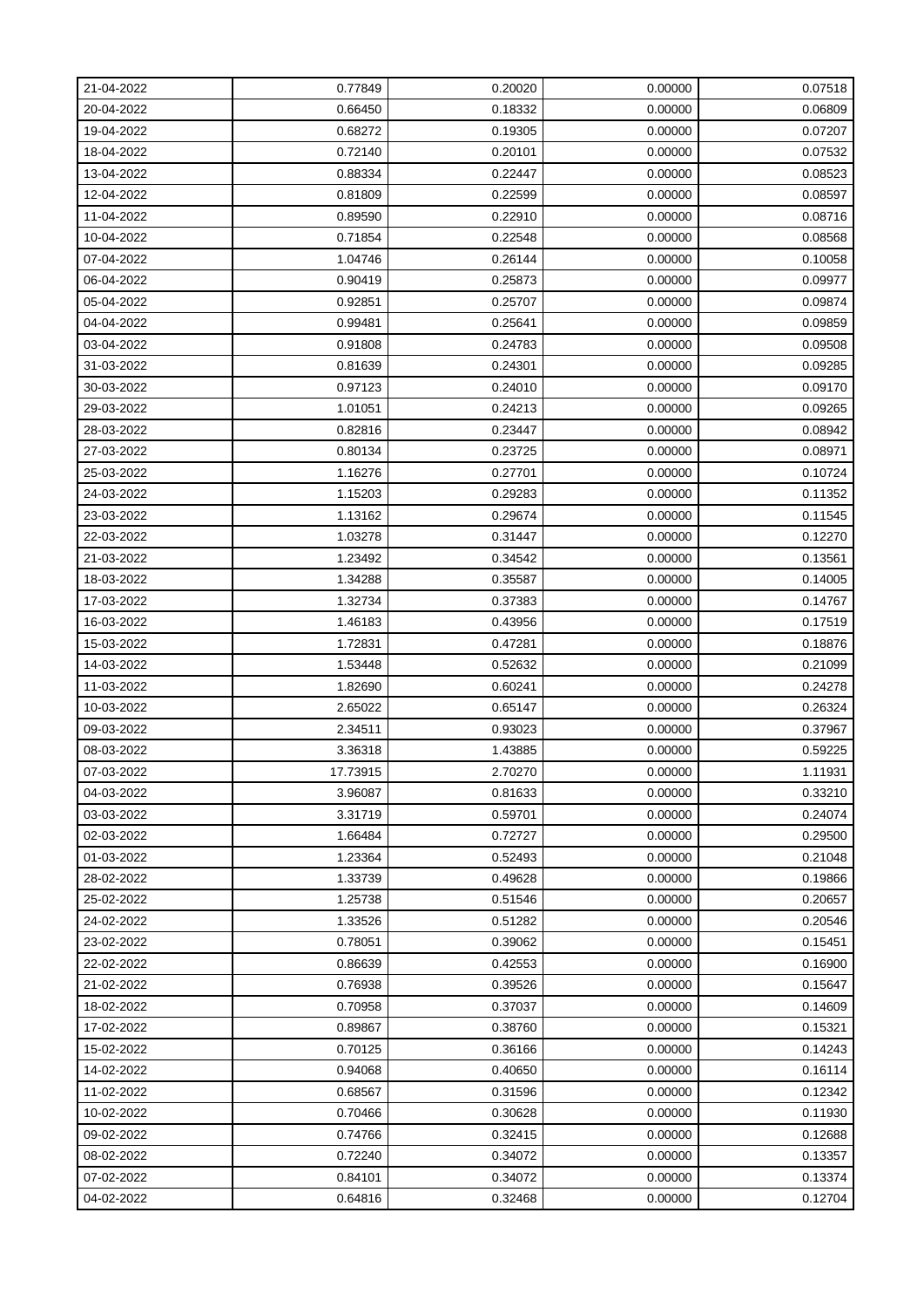| | | | | |
|---|---|---|---|---|
| 21-04-2022 | 0.77849 | 0.20020 | 0.00000 | 0.07518 |
| 20-04-2022 | 0.66450 | 0.18332 | 0.00000 | 0.06809 |
| 19-04-2022 | 0.68272 | 0.19305 | 0.00000 | 0.07207 |
| 18-04-2022 | 0.72140 | 0.20101 | 0.00000 | 0.07532 |
| 13-04-2022 | 0.88334 | 0.22447 | 0.00000 | 0.08523 |
| 12-04-2022 | 0.81809 | 0.22599 | 0.00000 | 0.08597 |
| 11-04-2022 | 0.89590 | 0.22910 | 0.00000 | 0.08716 |
| 10-04-2022 | 0.71854 | 0.22548 | 0.00000 | 0.08568 |
| 07-04-2022 | 1.04746 | 0.26144 | 0.00000 | 0.10058 |
| 06-04-2022 | 0.90419 | 0.25873 | 0.00000 | 0.09977 |
| 05-04-2022 | 0.92851 | 0.25707 | 0.00000 | 0.09874 |
| 04-04-2022 | 0.99481 | 0.25641 | 0.00000 | 0.09859 |
| 03-04-2022 | 0.91808 | 0.24783 | 0.00000 | 0.09508 |
| 31-03-2022 | 0.81639 | 0.24301 | 0.00000 | 0.09285 |
| 30-03-2022 | 0.97123 | 0.24010 | 0.00000 | 0.09170 |
| 29-03-2022 | 1.01051 | 0.24213 | 0.00000 | 0.09265 |
| 28-03-2022 | 0.82816 | 0.23447 | 0.00000 | 0.08942 |
| 27-03-2022 | 0.80134 | 0.23725 | 0.00000 | 0.08971 |
| 25-03-2022 | 1.16276 | 0.27701 | 0.00000 | 0.10724 |
| 24-03-2022 | 1.15203 | 0.29283 | 0.00000 | 0.11352 |
| 23-03-2022 | 1.13162 | 0.29674 | 0.00000 | 0.11545 |
| 22-03-2022 | 1.03278 | 0.31447 | 0.00000 | 0.12270 |
| 21-03-2022 | 1.23492 | 0.34542 | 0.00000 | 0.13561 |
| 18-03-2022 | 1.34288 | 0.35587 | 0.00000 | 0.14005 |
| 17-03-2022 | 1.32734 | 0.37383 | 0.00000 | 0.14767 |
| 16-03-2022 | 1.46183 | 0.43956 | 0.00000 | 0.17519 |
| 15-03-2022 | 1.72831 | 0.47281 | 0.00000 | 0.18876 |
| 14-03-2022 | 1.53448 | 0.52632 | 0.00000 | 0.21099 |
| 11-03-2022 | 1.82690 | 0.60241 | 0.00000 | 0.24278 |
| 10-03-2022 | 2.65022 | 0.65147 | 0.00000 | 0.26324 |
| 09-03-2022 | 2.34511 | 0.93023 | 0.00000 | 0.37967 |
| 08-03-2022 | 3.36318 | 1.43885 | 0.00000 | 0.59225 |
| 07-03-2022 | 17.73915 | 2.70270 | 0.00000 | 1.11931 |
| 04-03-2022 | 3.96087 | 0.81633 | 0.00000 | 0.33210 |
| 03-03-2022 | 3.31719 | 0.59701 | 0.00000 | 0.24074 |
| 02-03-2022 | 1.66484 | 0.72727 | 0.00000 | 0.29500 |
| 01-03-2022 | 1.23364 | 0.52493 | 0.00000 | 0.21048 |
| 28-02-2022 | 1.33739 | 0.49628 | 0.00000 | 0.19866 |
| 25-02-2022 | 1.25738 | 0.51546 | 0.00000 | 0.20657 |
| 24-02-2022 | 1.33526 | 0.51282 | 0.00000 | 0.20546 |
| 23-02-2022 | 0.78051 | 0.39062 | 0.00000 | 0.15451 |
| 22-02-2022 | 0.86639 | 0.42553 | 0.00000 | 0.16900 |
| 21-02-2022 | 0.76938 | 0.39526 | 0.00000 | 0.15647 |
| 18-02-2022 | 0.70958 | 0.37037 | 0.00000 | 0.14609 |
| 17-02-2022 | 0.89867 | 0.38760 | 0.00000 | 0.15321 |
| 15-02-2022 | 0.70125 | 0.36166 | 0.00000 | 0.14243 |
| 14-02-2022 | 0.94068 | 0.40650 | 0.00000 | 0.16114 |
| 11-02-2022 | 0.68567 | 0.31596 | 0.00000 | 0.12342 |
| 10-02-2022 | 0.70466 | 0.30628 | 0.00000 | 0.11930 |
| 09-02-2022 | 0.74766 | 0.32415 | 0.00000 | 0.12688 |
| 08-02-2022 | 0.72240 | 0.34072 | 0.00000 | 0.13357 |
| 07-02-2022 | 0.84101 | 0.34072 | 0.00000 | 0.13374 |
| 04-02-2022 | 0.64816 | 0.32468 | 0.00000 | 0.12704 |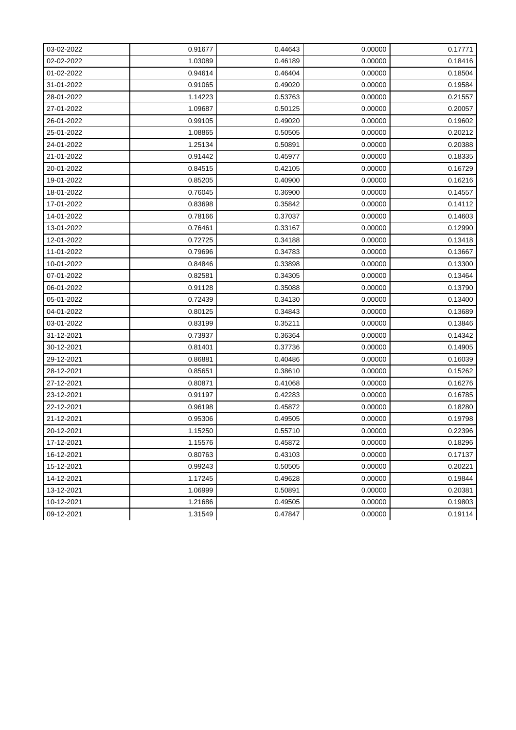| | | | | |
|---|---|---|---|---|
| 03-02-2022 | 0.91677 | 0.44643 | 0.00000 | 0.17771 |
| 02-02-2022 | 1.03089 | 0.46189 | 0.00000 | 0.18416 |
| 01-02-2022 | 0.94614 | 0.46404 | 0.00000 | 0.18504 |
| 31-01-2022 | 0.91065 | 0.49020 | 0.00000 | 0.19584 |
| 28-01-2022 | 1.14223 | 0.53763 | 0.00000 | 0.21557 |
| 27-01-2022 | 1.09687 | 0.50125 | 0.00000 | 0.20057 |
| 26-01-2022 | 0.99105 | 0.49020 | 0.00000 | 0.19602 |
| 25-01-2022 | 1.08865 | 0.50505 | 0.00000 | 0.20212 |
| 24-01-2022 | 1.25134 | 0.50891 | 0.00000 | 0.20388 |
| 21-01-2022 | 0.91442 | 0.45977 | 0.00000 | 0.18335 |
| 20-01-2022 | 0.84515 | 0.42105 | 0.00000 | 0.16729 |
| 19-01-2022 | 0.85205 | 0.40900 | 0.00000 | 0.16216 |
| 18-01-2022 | 0.76045 | 0.36900 | 0.00000 | 0.14557 |
| 17-01-2022 | 0.83698 | 0.35842 | 0.00000 | 0.14112 |
| 14-01-2022 | 0.78166 | 0.37037 | 0.00000 | 0.14603 |
| 13-01-2022 | 0.76461 | 0.33167 | 0.00000 | 0.12990 |
| 12-01-2022 | 0.72725 | 0.34188 | 0.00000 | 0.13418 |
| 11-01-2022 | 0.79696 | 0.34783 | 0.00000 | 0.13667 |
| 10-01-2022 | 0.84846 | 0.33898 | 0.00000 | 0.13300 |
| 07-01-2022 | 0.82581 | 0.34305 | 0.00000 | 0.13464 |
| 06-01-2022 | 0.91128 | 0.35088 | 0.00000 | 0.13790 |
| 05-01-2022 | 0.72439 | 0.34130 | 0.00000 | 0.13400 |
| 04-01-2022 | 0.80125 | 0.34843 | 0.00000 | 0.13689 |
| 03-01-2022 | 0.83199 | 0.35211 | 0.00000 | 0.13846 |
| 31-12-2021 | 0.73937 | 0.36364 | 0.00000 | 0.14342 |
| 30-12-2021 | 0.81401 | 0.37736 | 0.00000 | 0.14905 |
| 29-12-2021 | 0.86881 | 0.40486 | 0.00000 | 0.16039 |
| 28-12-2021 | 0.85651 | 0.38610 | 0.00000 | 0.15262 |
| 27-12-2021 | 0.80871 | 0.41068 | 0.00000 | 0.16276 |
| 23-12-2021 | 0.91197 | 0.42283 | 0.00000 | 0.16785 |
| 22-12-2021 | 0.96198 | 0.45872 | 0.00000 | 0.18280 |
| 21-12-2021 | 0.95306 | 0.49505 | 0.00000 | 0.19798 |
| 20-12-2021 | 1.15250 | 0.55710 | 0.00000 | 0.22396 |
| 17-12-2021 | 1.15576 | 0.45872 | 0.00000 | 0.18296 |
| 16-12-2021 | 0.80763 | 0.43103 | 0.00000 | 0.17137 |
| 15-12-2021 | 0.99243 | 0.50505 | 0.00000 | 0.20221 |
| 14-12-2021 | 1.17245 | 0.49628 | 0.00000 | 0.19844 |
| 13-12-2021 | 1.06999 | 0.50891 | 0.00000 | 0.20381 |
| 10-12-2021 | 1.21686 | 0.49505 | 0.00000 | 0.19803 |
| 09-12-2021 | 1.31549 | 0.47847 | 0.00000 | 0.19114 |